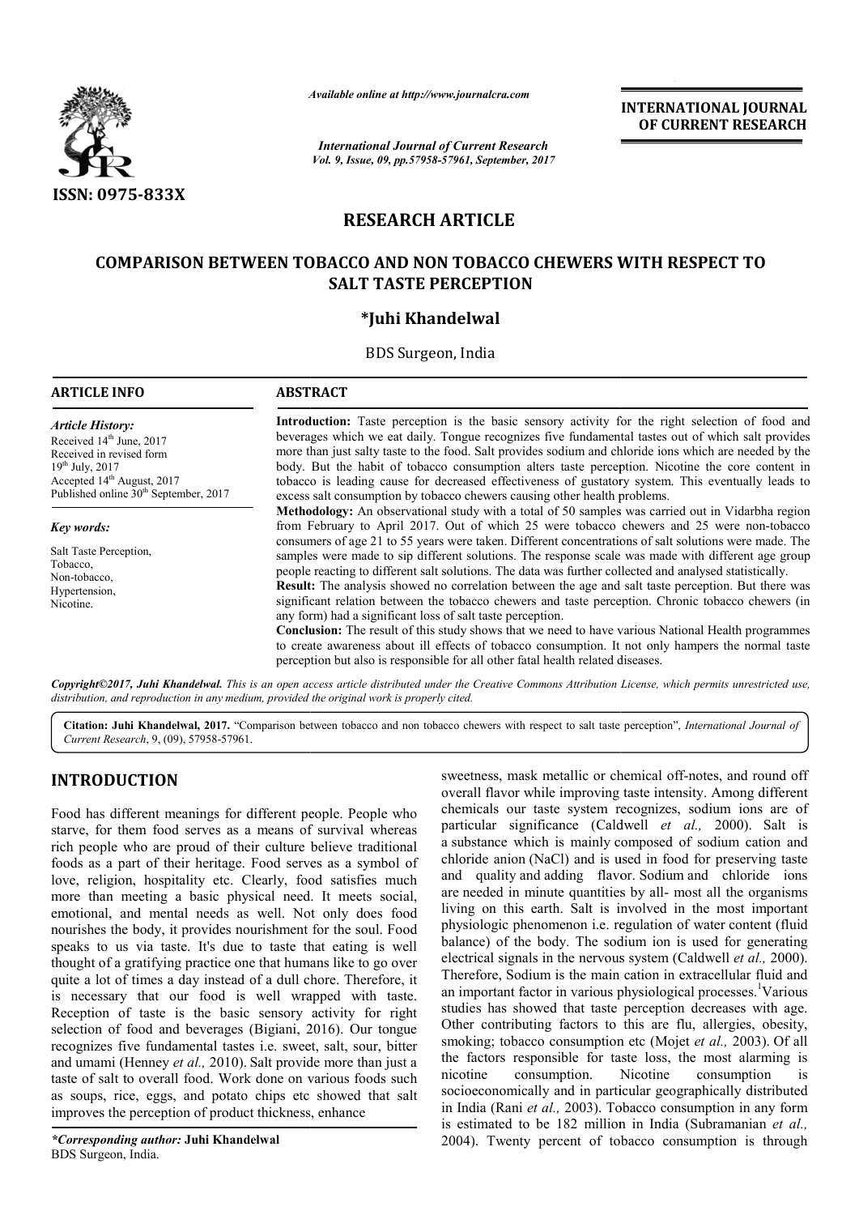*Available online at http://www.journalcra.com*

*International Journal of Current Research*
*Vol. 9, Issue, 09, pp.57958-57961, September, 2017*

**INTERNATIONAL JOURNAL OF CURRENT RESEARCH**

ISSN: 0975-833X

# RESEARCH ARTICLE

## COMPARISON BETWEEN TOBACCO AND NON TOBACCO CHEWERS WITH RESPECT TO SALT TASTE PERCEPTION

**\*Juhi Khandelwal**

BDS Surgeon, India

**ARTICLE INFO**

*Article History:*

Received 14th June, 2017
Received in revised form
19th July, 2017
Accepted 14th August, 2017
Published online 30th September, 2017

*Key words:*

Salt Taste Perception,
Tobacco,
Non-tobacco,
Hypertension,
Nicotine.

**ABSTRACT**

**Introduction:** Taste perception is the basic sensory activity for the right selection of food and beverages which we eat daily. Tongue recognizes five fundamental tastes out of which salt provides more than just salty taste to the food. Salt provides sodium and chloride ions which are needed by the body. But the habit of tobacco consumption alters taste perception. Nicotine the core content in tobacco is leading cause for decreased effectiveness of gustatory system. This eventually leads to excess salt consumption by tobacco chewers causing other health problems.

**Methodology:** An observational study with a total of 50 samples was carried out in Vidarbha region from February to April 2017. Out of which 25 were tobacco chewers and 25 were non-tobacco consumers of age 21 to 55 years were taken. Different concentrations of salt solutions were made. The samples were made to sip different solutions. The response scale was made with different age group people reacting to different salt solutions. The data was further collected and analysed statistically.

**Result:** The analysis showed no correlation between the age and salt taste perception. But there was significant relation between the tobacco chewers and taste perception. Chronic tobacco chewers (in any form) had a significant loss of salt taste perception.

**Conclusion:** The result of this study shows that we need to have various National Health programmes to create awareness about ill effects of tobacco consumption. It not only hampers the normal taste perception but also is responsible for all other fatal health related diseases.

*Copyright©2017, Juhi Khandelwal. This is an open access article distributed under the Creative Commons Attribution License, which permits unrestricted use, distribution, and reproduction in any medium, provided the original work is properly cited.*

**Citation: Juhi Khandelwal, 2017.** "Comparison between tobacco and non tobacco chewers with respect to salt taste perception", *International Journal of Current Research*, 9, (09), 57958-57961.

## INTRODUCTION

Food has different meanings for different people. People who starve, for them food serves as a means of survival whereas rich people who are proud of their culture believe traditional foods as a part of their heritage. Food serves as a symbol of love, religion, hospitality etc. Clearly, food satisfies much more than meeting a basic physical need. It meets social, emotional, and mental needs as well. Not only does food nourishes the body, it provides nourishment for the soul. Food speaks to us via taste. It's due to taste that eating is well thought of a gratifying practice one that humans like to go over quite a lot of times a day instead of a dull chore. Therefore, it is necessary that our food is well wrapped with taste. Reception of taste is the basic sensory activity for right selection of food and beverages (Bigiani, 2016). Our tongue recognizes five fundamental tastes i.e. sweet, salt, sour, bitter and umami (Henney *et al.,* 2010). Salt provide more than just a taste of salt to overall food. Work done on various foods such as soups, rice, eggs, and potato chips etc showed that salt improves the perception of product thickness, enhance sweetness, mask metallic or chemical off-notes, and round off overall flavor while improving taste intensity. Among different chemicals our taste system recognizes, sodium ions are of particular significance (Caldwell *et al.,* 2000). Salt is a substance which is mainly composed of sodium cation and chloride anion (NaCl) and is used in food for preserving taste and quality and adding flavor. Sodium and chloride ions are needed in minute quantities by all- most all the organisms living on this earth. Salt is involved in the most important physiologic phenomenon i.e. regulation of water content (fluid balance) of the body. The sodium ion is used for generating electrical signals in the nervous system (Caldwell *et al.,* 2000). Therefore, Sodium is the main cation in extracellular fluid and an important factor in various physiological processes.[1] Various studies has showed that taste perception decreases with age. Other contributing factors to this are flu, allergies, obesity, smoking; tobacco consumption etc (Mojet *et al.,* 2003). Of all the factors responsible for taste loss, the most alarming is nicotine consumption. Nicotine consumption is socioeconomically and in particular geographically distributed in India (Rani *et al.,* 2003). Tobacco consumption in any form is estimated to be 182 million in India (Subramanian *et al.,* 2004). Twenty percent of tobacco consumption is through

*\*Corresponding author:* **Juhi Khandelwal**
BDS Surgeon, India.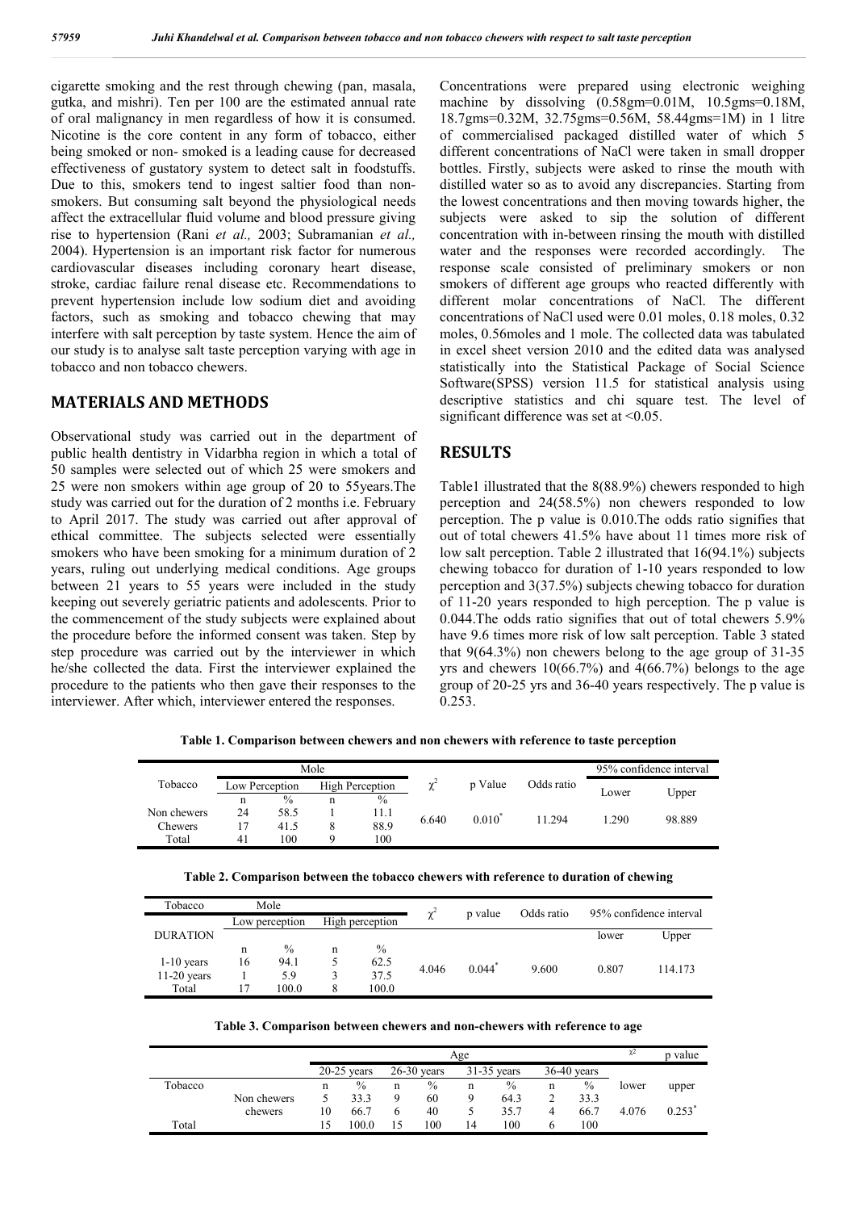cigarette smoking and the rest through chewing (pan, masala, gutka, and mishri). Ten per 100 are the estimated annual rate of oral malignancy in men regardless of how it is consumed. Nicotine is the core content in any form of tobacco, either being smoked or non- smoked is a leading cause for decreased effectiveness of gustatory system to detect salt in foodstuffs. Due to this, smokers tend to ingest saltier food than non-smokers. But consuming salt beyond the physiological needs affect the extracellular fluid volume and blood pressure giving rise to hypertension (Rani *et al.,* 2003; Subramanian *et al.,* 2004). Hypertension is an important risk factor for numerous cardiovascular diseases including coronary heart disease, stroke, cardiac failure renal disease etc. Recommendations to prevent hypertension include low sodium diet and avoiding factors, such as smoking and tobacco chewing that may interfere with salt perception by taste system. Hence the aim of our study is to analyse salt taste perception varying with age in tobacco and non tobacco chewers.

## MATERIALS AND METHODS

Observational study was carried out in the department of public health dentistry in Vidarbha region in which a total of 50 samples were selected out of which 25 were smokers and 25 were non smokers within age group of 20 to 55years.The study was carried out for the duration of 2 months i.e. February to April 2017. The study was carried out after approval of ethical committee. The subjects selected were essentially smokers who have been smoking for a minimum duration of 2 years, ruling out underlying medical conditions. Age groups between 21 years to 55 years were included in the study keeping out severely geriatric patients and adolescents. Prior to the commencement of the study subjects were explained about the procedure before the informed consent was taken. Step by step procedure was carried out by the interviewer in which he/she collected the data. First the interviewer explained the procedure to the patients who then gave their responses to the interviewer. After which, interviewer entered the responses.

Concentrations were prepared using electronic weighing machine by dissolving (0.58gm=0.01M, 10.5gms=0.18M, 18.7gms=0.32M, 32.75gms=0.56M, 58.44gms=1M) in 1 litre of commercialised packaged distilled water of which 5 different concentrations of NaCl were taken in small dropper bottles. Firstly, subjects were asked to rinse the mouth with distilled water so as to avoid any discrepancies. Starting from the lowest concentrations and then moving towards higher, the subjects were asked to sip the solution of different concentration with in-between rinsing the mouth with distilled water and the responses were recorded accordingly. The response scale consisted of preliminary smokers or non smokers of different age groups who reacted differently with different molar concentrations of NaCl. The different concentrations of NaCl used were 0.01 moles, 0.18 moles, 0.32 moles, 0.56moles and 1 mole. The collected data was tabulated in excel sheet version 2010 and the edited data was analysed statistically into the Statistical Package of Social Science Software(SPSS) version 11.5 for statistical analysis using descriptive statistics and chi square test. The level of significant difference was set at <0.05.

## RESULTS

Table1 illustrated that the 8(88.9%) chewers responded to high perception and 24(58.5%) non chewers responded to low perception. The p value is 0.010.The odds ratio signifies that out of total chewers 41.5% have about 11 times more risk of low salt perception. Table 2 illustrated that 16(94.1%) subjects chewing tobacco for duration of 1-10 years responded to low perception and 3(37.5%) subjects chewing tobacco for duration of 11-20 years responded to high perception. The p value is 0.044.The odds ratio signifies that out of total chewers 5.9% have 9.6 times more risk of low salt perception. Table 3 stated that 9(64.3%) non chewers belong to the age group of 31-35 yrs and chewers 10(66.7%) and 4(66.7%) belongs to the age group of 20-25 yrs and 36-40 years respectively. The p value is 0.253.

**Table 1. Comparison between chewers and non chewers with reference to taste perception**

| Tobacco | Mole | | | | $\chi^2$ | p Value | Odds ratio | 95% confidence interval | |
|---|---|---|---|---|---|---|---|---|---|
| | Low Perception | | High Perception | | | | | Lower | Upper |
| | n | % | n | % | | | | | |
| Non chewers | 24 | 58.5 | 1 | 11.1 | 6.640 | 0.010* | 11.294 | 1.290 | 98.889 |
| Chewers | 17 | 41.5 | 8 | 88.9 | | | | | |
| Total | 41 | 100 | 9 | 100 | | | | | |

**Table 2. Comparison between the tobacco chewers with reference to duration of chewing**

| Tobacco | Mole | | | | $\chi^2$ | p value | Odds ratio | 95% confidence interval | |
|---|---|---|---|---|---|---|---|---|---|
| | Low perception | | High perception | | | | | | |
| DURATION | | | | | | | | lower | Upper |
| | n | % | n | % | | | | | |
| 1-10 years | 16 | 94.1 | 5 | 62.5 | 4.046 | 0.044* | 9.600 | 0.807 | 114.173 |
| 11-20 years | 1 | 5.9 | 3 | 37.5 | | | | | |
| Total | 17 | 100.0 | 8 | 100.0 | | | | | |

**Table 3. Comparison between chewers and non-chewers with reference to age**

| | | Age | | | | | | | | $\chi^2$ | p value |
|---|---|---|---|---|---|---|---|---|---|---|---|
| | | 20-25 years | | 26-30 years | | 31-35 years | | 36-40 years | | | |
| Tobacco | | n | % | n | % | n | % | n | % | lower | upper |
| | Non chewers | 5 | 33.3 | 9 | 60 | 9 | 64.3 | 2 | 33.3 | | |
| | chewers | 10 | 66.7 | 6 | 40 | 5 | 35.7 | 4 | 66.7 | 4.076 | 0.253* |
| Total | | 15 | 100.0 | 15 | 100 | 14 | 100 | 6 | 100 | | |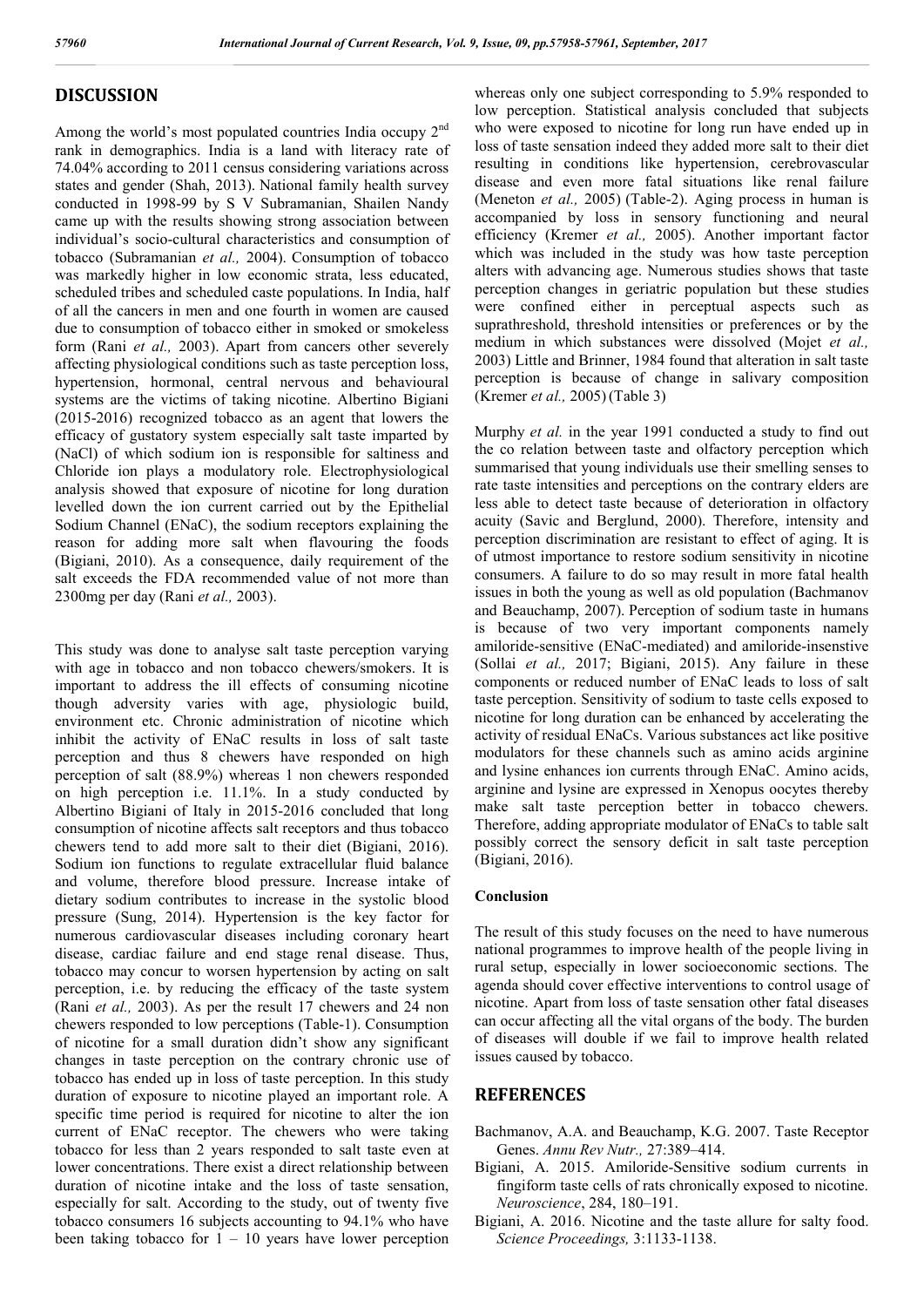## DISCUSSION

Among the world's most populated countries India occupy 2nd rank in demographics. India is a land with literacy rate of 74.04% according to 2011 census considering variations across states and gender (Shah, 2013). National family health survey conducted in 1998-99 by S V Subramanian, Shailen Nandy came up with the results showing strong association between individual's socio-cultural characteristics and consumption of tobacco (Subramanian *et al.,* 2004). Consumption of tobacco was markedly higher in low economic strata, less educated, scheduled tribes and scheduled caste populations. In India, half of all the cancers in men and one fourth in women are caused due to consumption of tobacco either in smoked or smokeless form (Rani *et al.,* 2003). Apart from cancers other severely affecting physiological conditions such as taste perception loss, hypertension, hormonal, central nervous and behavioural systems are the victims of taking nicotine. Albertino Bigiani (2015-2016) recognized tobacco as an agent that lowers the efficacy of gustatory system especially salt taste imparted by (NaCl) of which sodium ion is responsible for saltiness and Chloride ion plays a modulatory role. Electrophysiological analysis showed that exposure of nicotine for long duration levelled down the ion current carried out by the Epithelial Sodium Channel (ENaC), the sodium receptors explaining the reason for adding more salt when flavouring the foods (Bigiani, 2010). As a consequence, daily requirement of the salt exceeds the FDA recommended value of not more than 2300mg per day (Rani *et al.,* 2003).

This study was done to analyse salt taste perception varying with age in tobacco and non tobacco chewers/smokers. It is important to address the ill effects of consuming nicotine though adversity varies with age, physiologic build, environment etc. Chronic administration of nicotine which inhibit the activity of ENaC results in loss of salt taste perception and thus 8 chewers have responded on high perception of salt (88.9%) whereas 1 non chewers responded on high perception i.e. 11.1%. In a study conducted by Albertino Bigiani of Italy in 2015-2016 concluded that long consumption of nicotine affects salt receptors and thus tobacco chewers tend to add more salt to their diet (Bigiani, 2016). Sodium ion functions to regulate extracellular fluid balance and volume, therefore blood pressure. Increase intake of dietary sodium contributes to increase in the systolic blood pressure (Sung, 2014). Hypertension is the key factor for numerous cardiovascular diseases including coronary heart disease, cardiac failure and end stage renal disease. Thus, tobacco may concur to worsen hypertension by acting on salt perception, i.e. by reducing the efficacy of the taste system (Rani *et al.,* 2003). As per the result 17 chewers and 24 non chewers responded to low perceptions (Table-1). Consumption of nicotine for a small duration didn't show any significant changes in taste perception on the contrary chronic use of tobacco has ended up in loss of taste perception. In this study duration of exposure to nicotine played an important role. A specific time period is required for nicotine to alter the ion current of ENaC receptor. The chewers who were taking tobacco for less than 2 years responded to salt taste even at lower concentrations. There exist a direct relationship between duration of nicotine intake and the loss of taste sensation, especially for salt. According to the study, out of twenty five tobacco consumers 16 subjects accounting to 94.1% who have been taking tobacco for 1 – 10 years have lower perception whereas only one subject corresponding to 5.9% responded to low perception. Statistical analysis concluded that subjects who were exposed to nicotine for long run have ended up in loss of taste sensation indeed they added more salt to their diet resulting in conditions like hypertension, cerebrovascular disease and even more fatal situations like renal failure (Meneton *et al.,* 2005) (Table-2). Aging process in human is accompanied by loss in sensory functioning and neural efficiency (Kremer *et al.,* 2005). Another important factor which was included in the study was how taste perception alters with advancing age. Numerous studies shows that taste perception changes in geriatric population but these studies were confined either in perceptual aspects such as suprathreshold, threshold intensities or preferences or by the medium in which substances were dissolved (Mojet *et al.,* 2003) Little and Brinner, 1984 found that alteration in salt taste perception is because of change in salivary composition (Kremer *et al.,* 2005) (Table 3)

Murphy *et al.* in the year 1991 conducted a study to find out the co relation between taste and olfactory perception which summarised that young individuals use their smelling senses to rate taste intensities and perceptions on the contrary elders are less able to detect taste because of deterioration in olfactory acuity (Savic and Berglund, 2000). Therefore, intensity and perception discrimination are resistant to effect of aging. It is of utmost importance to restore sodium sensitivity in nicotine consumers. A failure to do so may result in more fatal health issues in both the young as well as old population (Bachmanov and Beauchamp, 2007). Perception of sodium taste in humans is because of two very important components namely amiloride-sensitive (ENaC-mediated) and amiloride-insenstive (Sollai *et al.,* 2017; Bigiani, 2015). Any failure in these components or reduced number of ENaC leads to loss of salt taste perception. Sensitivity of sodium to taste cells exposed to nicotine for long duration can be enhanced by accelerating the activity of residual ENaCs. Various substances act like positive modulators for these channels such as amino acids arginine and lysine enhances ion currents through ENaC. Amino acids, arginine and lysine are expressed in Xenopus oocytes thereby make salt taste perception better in tobacco chewers. Therefore, adding appropriate modulator of ENaCs to table salt possibly correct the sensory deficit in salt taste perception (Bigiani, 2016).

### Conclusion

The result of this study focuses on the need to have numerous national programmes to improve health of the people living in rural setup, especially in lower socioeconomic sections. The agenda should cover effective interventions to control usage of nicotine. Apart from loss of taste sensation other fatal diseases can occur affecting all the vital organs of the body. The burden of diseases will double if we fail to improve health related issues caused by tobacco.

## REFERENCES

Bachmanov, A.A. and Beauchamp, K.G. 2007. Taste Receptor Genes. *Annu Rev Nutr.,* 27:389–414.

Bigiani, A. 2015. Amiloride-Sensitive sodium currents in fingiform taste cells of rats chronically exposed to nicotine. *Neuroscience*, 284, 180–191.

Bigiani, A. 2016. Nicotine and the taste allure for salty food. *Science Proceedings,* 3:1133-1138.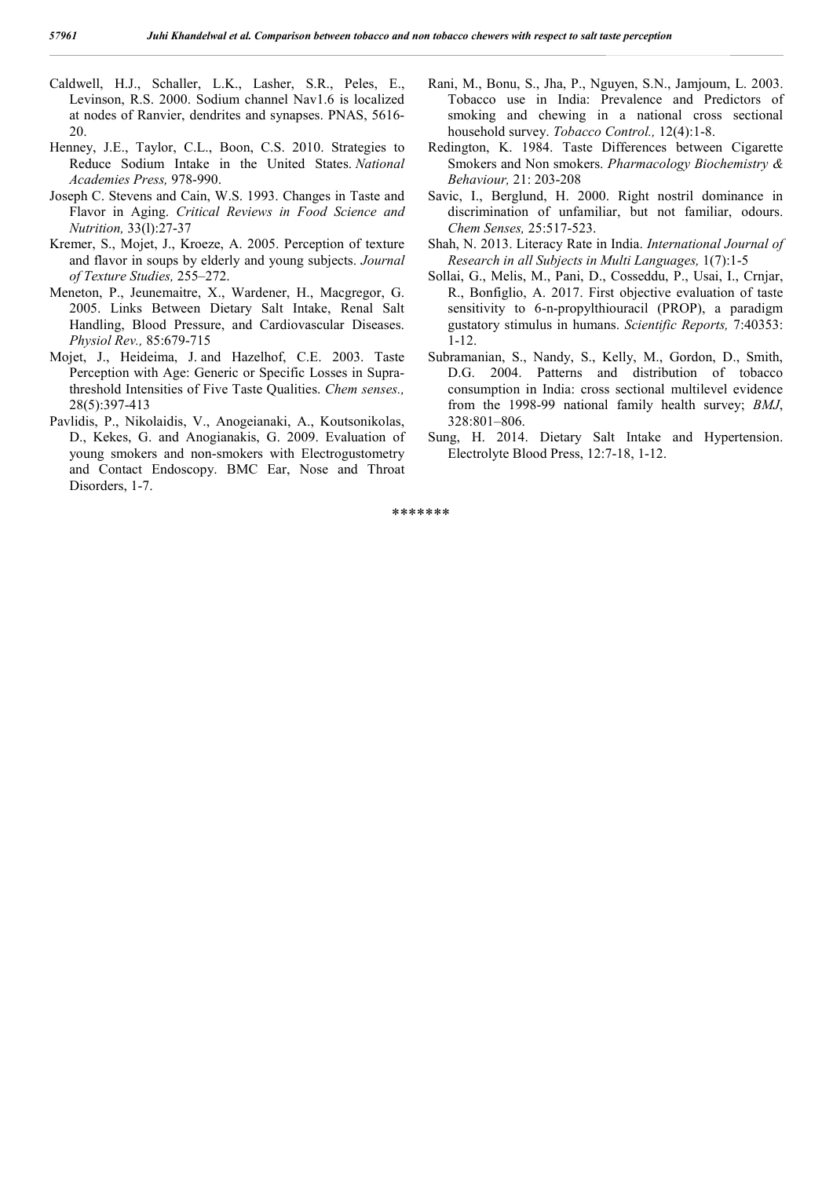Caldwell, H.J., Schaller, L.K., Lasher, S.R., Peles, E., Levinson, R.S. 2000. Sodium channel Nav1.6 is localized at nodes of Ranvier, dendrites and synapses. PNAS, 5616-20.

Henney, J.E., Taylor, C.L., Boon, C.S. 2010. Strategies to Reduce Sodium Intake in the United States. *National Academies Press,* 978-990.

Joseph C. Stevens and Cain, W.S. 1993. Changes in Taste and Flavor in Aging. *Critical Reviews in Food Science and Nutrition,* 33(l):27-37

Kremer, S., Mojet, J., Kroeze, A. 2005. Perception of texture and flavor in soups by elderly and young subjects. *Journal of Texture Studies,* 255–272.

Meneton, P., Jeunemaitre, X., Wardener, H., Macgregor, G. 2005. Links Between Dietary Salt Intake, Renal Salt Handling, Blood Pressure, and Cardiovascular Diseases. *Physiol Rev.,* 85:679-715

Mojet, J., Heideima, J. and Hazelhof, C.E. 2003. Taste Perception with Age: Generic or Specific Losses in Supra-threshold Intensities of Five Taste Qualities. *Chem senses.,* 28(5):397-413

Pavlidis, P., Nikolaidis, V., Anogeianaki, A., Koutsonikolas, D., Kekes, G. and Anogianakis, G. 2009. Evaluation of young smokers and non-smokers with Electrogustometry and Contact Endoscopy. BMC Ear, Nose and Throat Disorders, 1-7.

Rani, M., Bonu, S., Jha, P., Nguyen, S.N., Jamjoum, L. 2003. Tobacco use in India: Prevalence and Predictors of smoking and chewing in a national cross sectional household survey. *Tobacco Control.,* 12(4):1-8.

Redington, K. 1984. Taste Differences between Cigarette Smokers and Non smokers. *Pharmacology Biochemistry & Behaviour,* 21: 203-208

Savic, I., Berglund, H. 2000. Right nostril dominance in discrimination of unfamiliar, but not familiar, odours. *Chem Senses,* 25:517-523.

Shah, N. 2013. Literacy Rate in India. *International Journal of Research in all Subjects in Multi Languages,* 1(7):1-5

Sollai, G., Melis, M., Pani, D., Cosseddu, P., Usai, I., Crnjar, R., Bonfiglio, A. 2017. First objective evaluation of taste sensitivity to 6-n-propylthiouracil (PROP), a paradigm gustatory stimulus in humans. *Scientific Reports,* 7:40353: 1-12.

Subramanian, S., Nandy, S., Kelly, M., Gordon, D., Smith, D.G. 2004. Patterns and distribution of tobacco consumption in India: cross sectional multilevel evidence from the 1998-99 national family health survey; *BMJ*, 328:801–806.

Sung, H. 2014. Dietary Salt Intake and Hypertension. Electrolyte Blood Press, 12:7-18, 1-12.

*******